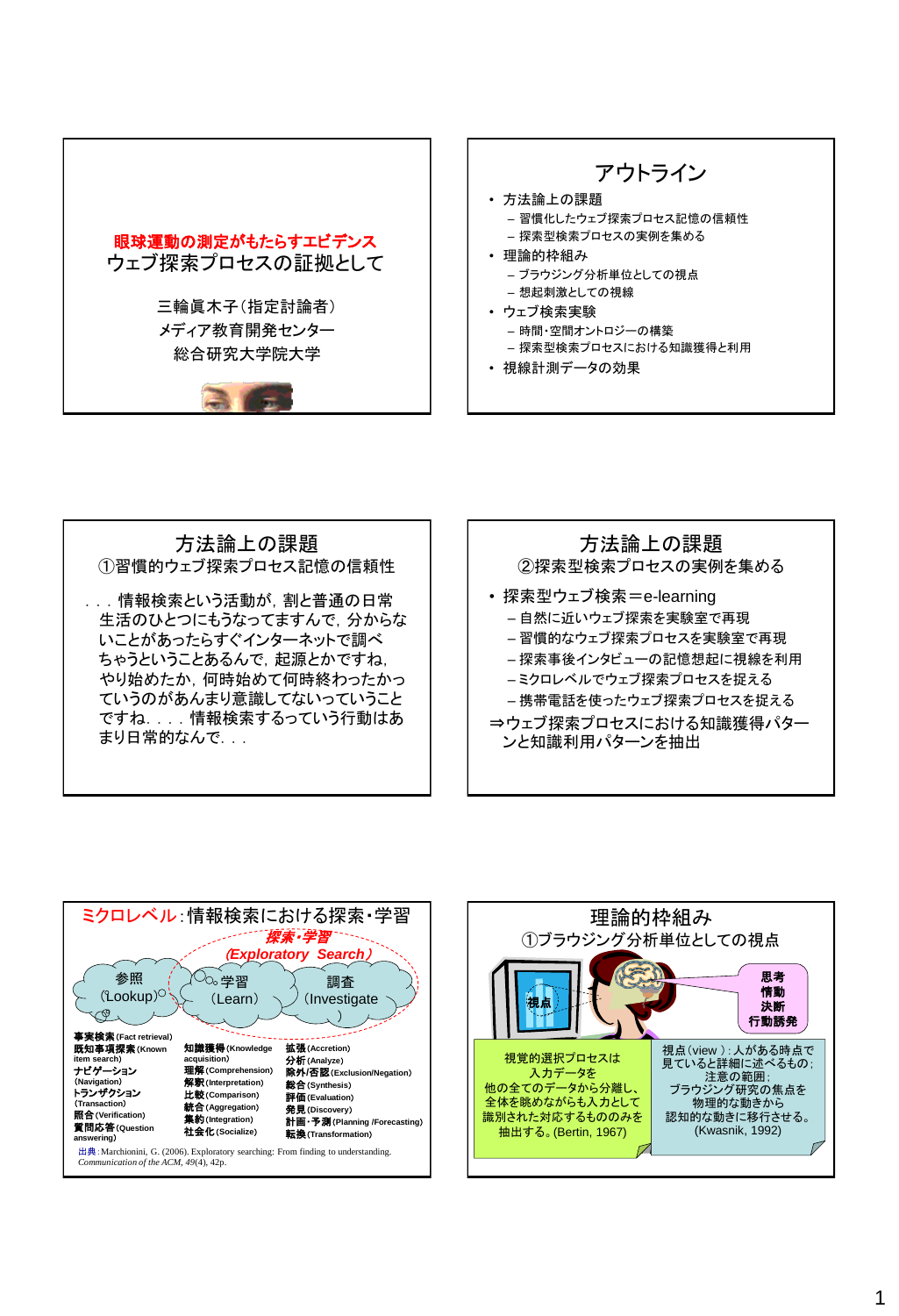## 眼球運動の測定がもたらすエビデンス

ウェブ探索プロセスの証拠として

三輪眞木子（指定討論者）
メディア教育開発センター
総合研究大学院大学

## アウトライン

- 方法論上の課題
  - 習慣化したウェブ探索プロセス記憶の信頼性
  - 探索型検索プロセスの実例を集める
- 理論的枠組み
  - ブラウジング分析単位としての視点
  - 想起刺激としての視線
- ウェブ検索実験
  - 時間・空間オントロジーの構築
  - 探索型検索プロセスにおける知識獲得と利用
- 視線計測データの効果

## 方法論上の課題

①習慣的ウェブ探索プロセス記憶の信頼性

. . . 情報検索という活動が，割と普通の日常生活のひとつにもうなってますんで，分からないことがあったらすぐインターネットで調べちゃうということあるんで，起源とかですね，やり始めたか，何時始めて何時終わったかっていうのがあんまり意識してないっていうことですね．．．．情報検索するっていう行動はあまり日常的なんで．．．

## 方法論上の課題

②探索型検索プロセスの実例を集める

- 探索型ウェブ検索＝e-learning
  - 自然に近いウェブ探索を実験室で再現
  - 習慣的なウェブ探索プロセスを実験室で再現
  - 探索事後インタビューの記憶想起に視線を利用
  - ミクロレベルでウェブ探索プロセスを捉える
  - 携帯電話を使ったウェブ探索プロセスを捉える

⇒ウェブ探索プロセスにおける知識獲得パターンと知識利用パターンを抽出

## ミクロレベル：情報検索における探索・学習

探索・学習
（Exploratory Search）

参照（Lookup）　学習（Learn）　調査（Investigate）

事実検索 (Fact retrieval)
既知事項探索 (Known item search)
ナビゲーション (Navigation)
トランザクション (Transaction)
照合 (Verification)
質問応答 (Question answering)

知識獲得 (Knowledge acquisition)
理解 (Comprehension)
解釈 (Interpretation)
比較 (Comparison)
統合 (Aggregation)
集約 (Integration)
社会化 (Socialize)

拡張 (Accretion)
分析 (Analyze)
除外/否認 (Exclusion/Negation)
総合 (Synthesis)
評価 (Evaluation)
発見 (Discovery)
計画・予測 (Planning /Forecasting)
転換 (Transformation)

出典：Marchionini, G. (2006). Exploratory searching: From finding to understanding. *Communication of the ACM, 49*(4), 42p.

## 理論的枠組み

①ブラウジング分析単位としての視点

視点

思考
情動
決断
行動誘発

視覚的選択プロセスは入力データを他の全てのデータから分離し、全体を眺めながらも入力として識別された対応するもののみを抽出する。(Bertin, 1967)

視点（view）：人がある時点で見ていると詳細に述べるもの；注意の範囲；ブラウジング研究の焦点を物理的な動きから認知的な動きに移行させる。(Kwasnik, 1992)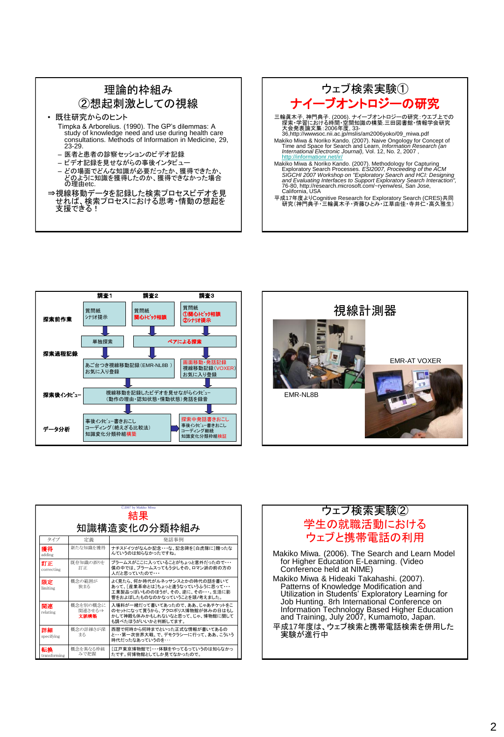## 理論的枠組み
## ②想起刺激としての視線

- 既往研究からのヒント

  Timpka & Arborelius. (1990). The GP's dilemmas: A study of knowledge need and use during health care consultations. Methods of Information in Medicine, 29, 23-29.

  – 医者と患者の診察セッションのビデオ記録
  – ビデオ記録を見せながらの事後インタビュー
  – どの場面でどんな知識が必要だったか、獲得できたか、どのように知識を獲得したのか、獲得できなかった場合の理由etc.

⇒視線移動データを記録した検索プロセスビデオを見せれば、検索プロセスにおける思考・情動の想起を支援できる！

## ウェブ検索実験①
## ナイーブオントロジーの研究

三輪眞木子, 神門典子. (2006). ナイーブオントロジーの研究：ウェブ上での探索・学習における時間・空間知識の構築. 三田図書館・情報学会研究大会発表論文集: 2006年度, 33-36, http://wwwsoc.nii.ac.jp/mslis/am2006yoko/09_miwa.pdf

Makiko Miwa & Noriko Kando. (2007). Naive Ongology for Concept of Time and Space for Search and Learn, *Information Research (an International Electronic Journal)*, Vol. 12, No. 2, 2007, http://informationr.net/ir/

Makiko Miwa & Noriko Kando. (2007). Methodology for Capturing Exploratory Search Processes. *ESI2007, Proceeding of the ACM SIGCHI 2007 Workshop on "Exploratory Search and HCI: Designing and Evaluating Interfaces to Support Exploratory Search Interaction"*, 76-80, http://research.microsoft.com/~ryenw/esi, San Jose, California, USA

平成17年度よりCognitive Research for Exploratory Search (CRES)共同研究（神門典子・三輪眞木子・斉藤ひとみ・江草由佳・寺井仁・高久雅生）

調査1 / 調査2 / 調査3

探索前作業：
- 調査1：質問紙 シナリオ提示
- 調査2：質問紙 関心トピック相談
- 調査3：質問紙 ①関心トピック相談 ②シナリオ提示

単独探索 / ペアによる探索

探索過程記録：
- あご台つき視線移動記録(EMR-NL8B) お気に入り登録
- 画面移動・発話記録 視線移動記録(VOXER) お気に入り登録

探索後インタビュー：視線移動を記録したビデオを見せながらインタビュー（動作の理由・認知状態・情動状態）発話を録音

データ分析：
- 事後インタビュー書きおこし コーディング(絶えざる比較法) 知識変化分類枠組構築
- 探索中発話書きおこし 事後インタビュー書きおこし コーディング継続 知識変化分類枠組検証

## 視線計測器

EMR-NL8B

EMR-AT VOXER

©2007 by Makiko Miwa

## 結果
## 知識構造変化の分類枠組み

| タイプ | 定義 | 発話事例 |
|---|---|---|
| 獲得 adding | 新たな知識を獲得 | ナチスドイツがなんか記念・・・な、記念碑を[白虎隊に]贈ったなんていうのは知らなかったです。 |
| 訂正 correcting | 既存知識の誤りを訂正 | ブラームスがここに入っていることがちょっと意外だったので・・・僕の中では、ブラームスってもう少しその、ロマン派の前の方の人だと思っていたので・・・ |
| 限定 limiting | 概念の範囲が狭まる | よく見たら、何か時代がルネッサンスとかの時代の話を書いてあって、[産業革命とは]ちょっと違うなっていうふうに思って・・・工業製品っぽいもののほうが、その、逆に、その・・・、生活に影響をおよぼしたものなのかなっていうことを頭が考えました。 |
| 関連 relating | 概念を別の概念に関連させる⇒文脈構築 | 入場料が一緒だって書いてあったので、ああ、じゃあチケットをこのセットになって買うから、アクロポリス博物館が休みの日はもしかして神殿も休みかもしれないなと思って、じゃ、博物館に関しても調べたほうがいいかと判断してます。 |
| 詳細 specifying | 概念の詳細さが深まる | 西暦で何時から何時までといった正式な情報が書いてあるのと・・・第一次世界大戦、で、デモクラシーに行って、ああ、こういう時代だったなあっていうのを・・・ |
| 転換 transforming | 概念を異なる枠組みで把握 | [江戸東京博物館で]・・・体験をやってるっていうのは知らなかったです。何博物館としてしか見てなかったので。 |

## ウェブ検索実験②
## 学生の就職活動における
## ウェブと携帯電話の利用

Makiko Miwa. (2006). The Search and Learn Model for Higher Education E-Learning. (Video Conference held at NIME)

Makiko Miwa & Hideaki Takahashi. (2007). Patterns of Knowledge Modification and Utilization in Students' Exploratory Learning for Job Hunting. 8rh International Conference on Information Technology Based Higher Education and Training, July 2007, Kumamoto, Japan.

平成17年度は、ウェブ検索と携帯電話検索を併用した実験が進行中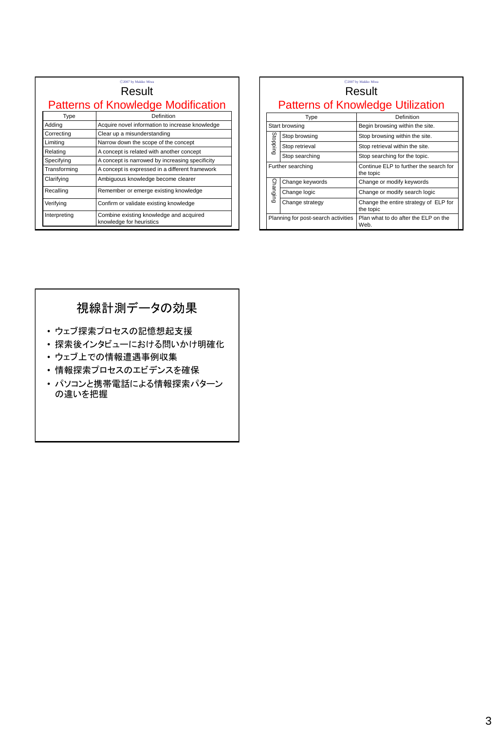©2007 by Makiko Miwa

## Result

### Patterns of Knowledge Modification

| Type | Definition |
|---|---|
| Adding | Acquire novel information to increase knowledge |
| Correcting | Clear up a misunderstanding |
| Limiting | Narrow down the scope of the concept |
| Relating | A concept is related with another concept |
| Specifying | A concept is narrowed by increasing specificity |
| Transforming | A concept is expressed in a different framework |
| Clarifying | Ambiguous knowledge become clearer |
| Recalling | Remember or emerge existing knowledge |
| Verifying | Confirm or validate existing knowledge |
| Interpreting | Combine existing knowledge and acquired knowledge for heuristics |

©2007 by Makiko Miwa

## Result

### Patterns of Knowledge Utilization

| Type | | Definition |
|---|---|---|
| Start browsing | | Begin browsing within the site. |
| Stopping | Stop browsing | Stop browsing within the site. |
| | Stop retrieval | Stop retrieval within the site. |
| | Stop searching | Stop searching for the topic. |
| Further searching | | Continue ELP to further the search for the topic |
| Changing | Change keywords | Change or modify keywords |
| | Change logic | Change or modify search logic |
| | Change strategy | Change the entire strategy of ELP for the topic |
| Planning for post-search activities | | Plan what to do after the ELP on the Web. |

## 視線計測データの効果

- ウェブ探索プロセスの記憶想起支援
- 探索後インタビューにおける問いかけ明確化
- ウェブ上での情報遭遇事例収集
- 情報探索プロセスのエビデンスを確保
- パソコンと携帯電話による情報探索パターンの違いを把握